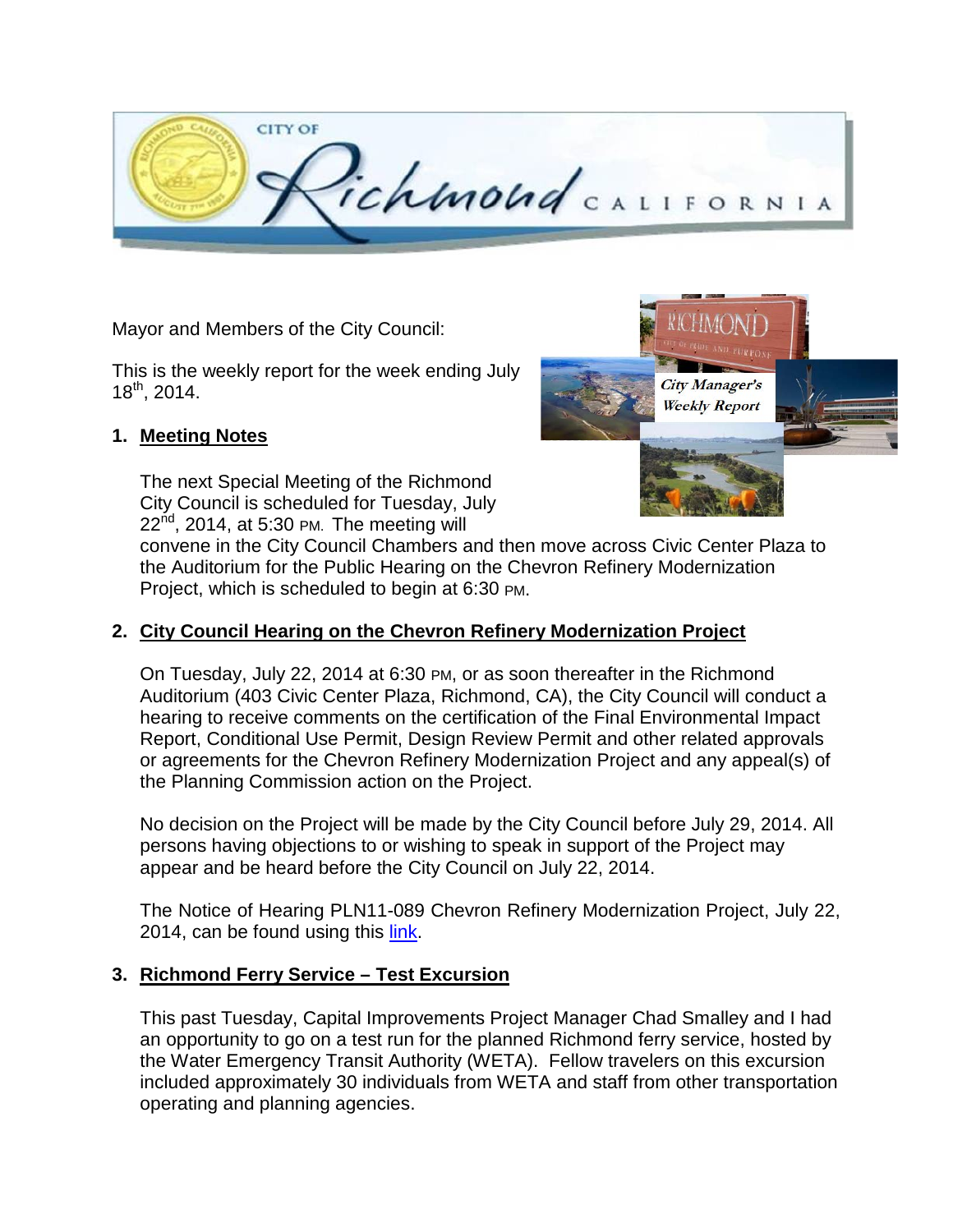Mayor and Members of the City Council:

This is the weekly report for the week ending July 18th, 2014.

## 1. Meeting Notes

The next Special Meeting of the Richmond City Council is scheduled for Tuesday, July 22nd, 2014, at 5:30 PM. The meeting will convene in the City Council Chambers and then move across Civic Center Plaza to the Auditorium for the Public Hearing on the Chevron Refinery Modernization Project, which is scheduled to begin at 6:30 PM.

## 2. City Council Hearing on the Chevron Refinery Modernization Project

On Tuesday, July 22, 2014 at 6:30 PM, or as soon thereafter in the Richmond Auditorium (403 Civic Center Plaza, Richmond, CA), the City Council will conduct a hearing to receive comments on the certification of the Final Environmental Impact Report, Conditional Use Permit, Design Review Permit and other related approvals or agreements for the Chevron Refinery Modernization Project and any appeal(s) of the Planning Commission action on the Project.

No decision on the Project will be made by the City Council before July 29, 2014. All persons having objections to or wishing to speak in support of the Project may appear and be heard before the City Council on July 22, 2014.

The Notice of Hearing PLN11-089 Chevron Refinery Modernization Project, July 22, 2014, can be found using this link.

## 3. Richmond Ferry Service – Test Excursion

This past Tuesday, Capital Improvements Project Manager Chad Smalley and I had an opportunity to go on a test run for the planned Richmond ferry service, hosted by the Water Emergency Transit Authority (WETA). Fellow travelers on this excursion included approximately 30 individuals from WETA and staff from other transportation operating and planning agencies.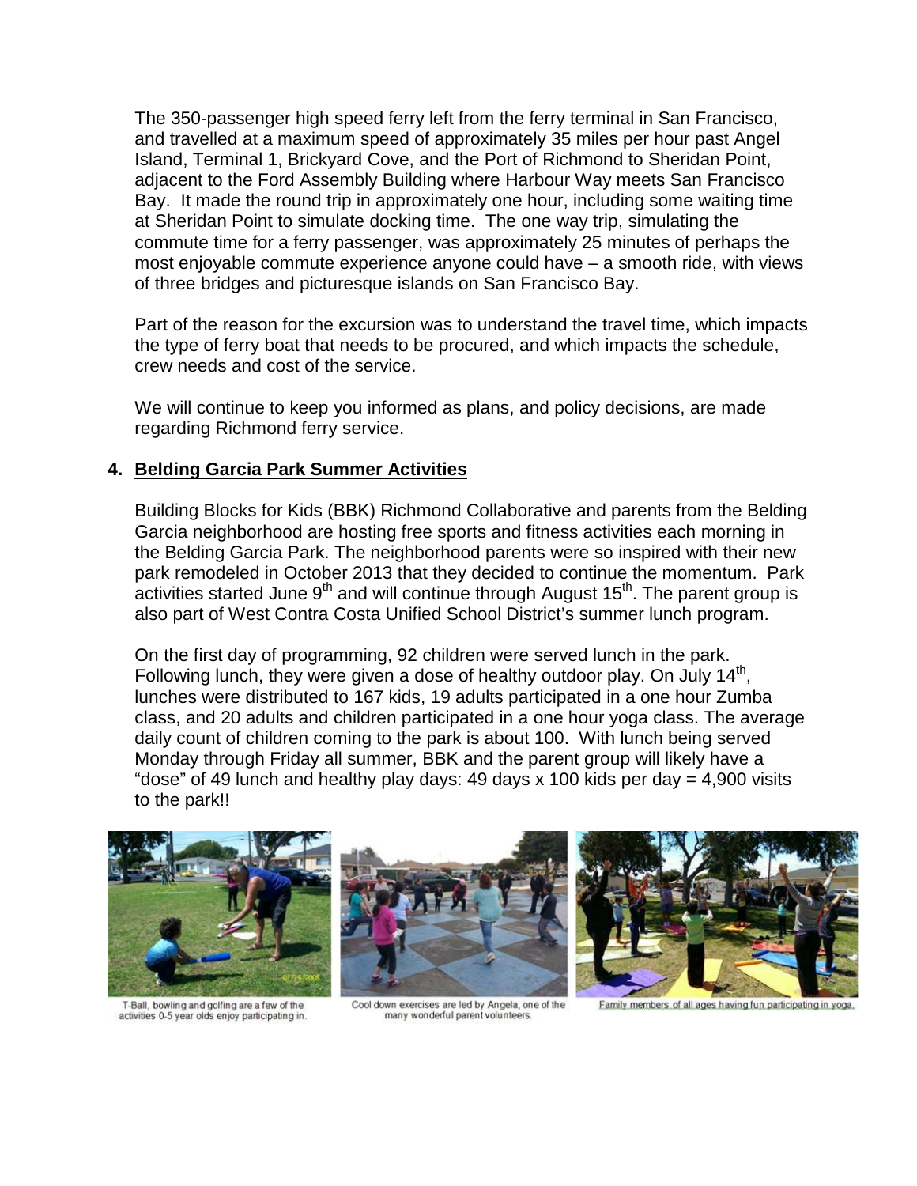The 350-passenger high speed ferry left from the ferry terminal in San Francisco, and travelled at a maximum speed of approximately 35 miles per hour past Angel Island, Terminal 1, Brickyard Cove, and the Port of Richmond to Sheridan Point, adjacent to the Ford Assembly Building where Harbour Way meets San Francisco Bay. It made the round trip in approximately one hour, including some waiting time at Sheridan Point to simulate docking time. The one way trip, simulating the commute time for a ferry passenger, was approximately 25 minutes of perhaps the most enjoyable commute experience anyone could have – a smooth ride, with views of three bridges and picturesque islands on San Francisco Bay.

Part of the reason for the excursion was to understand the travel time, which impacts the type of ferry boat that needs to be procured, and which impacts the schedule, crew needs and cost of the service.

We will continue to keep you informed as plans, and policy decisions, are made regarding Richmond ferry service.

## 4. Belding Garcia Park Summer Activities

Building Blocks for Kids (BBK) Richmond Collaborative and parents from the Belding Garcia neighborhood are hosting free sports and fitness activities each morning in the Belding Garcia Park. The neighborhood parents were so inspired with their new park remodeled in October 2013 that they decided to continue the momentum. Park activities started June 9th and will continue through August 15th. The parent group is also part of West Contra Costa Unified School District's summer lunch program.

On the first day of programming, 92 children were served lunch in the park. Following lunch, they were given a dose of healthy outdoor play. On July 14th, lunches were distributed to 167 kids, 19 adults participated in a one hour Zumba class, and 20 adults and children participated in a one hour yoga class. The average daily count of children coming to the park is about 100. With lunch being served Monday through Friday all summer, BBK and the parent group will likely have a "dose" of 49 lunch and healthy play days: 49 days x 100 kids per day = 4,900 visits to the park!!

T-Ball, bowling and golfing are a few of the activities 0-5 year olds enjoy participating in.

Cool down exercises are led by Angela, one of the many wonderful parent volunteers.

Family members of all ages having fun participating in yoga.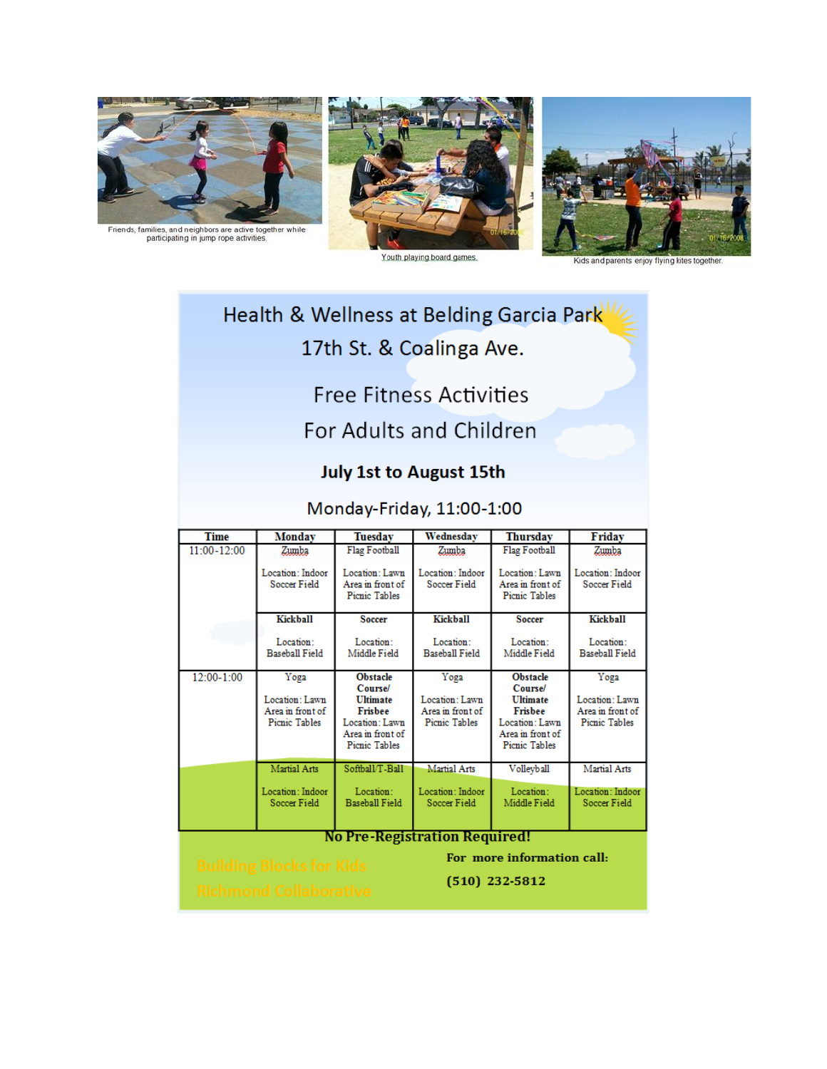Friends, families, and neighbors are active together while participating in jump rope activities.

Youth playing board games.

Kids and parents enjoy flying kites together.

# Health & Wellness at Belding Garcia Park

## 17th St. & Coalinga Ave.

## Free Fitness Activities

## For Adults and Children

**July 1st to August 15th**

Monday-Friday, 11:00-1:00

| Time | Monday | Tuesday | Wednesday | Thursday | Friday |
|---|---|---|---|---|---|
| 11:00-12:00 | Zumba<br><br>Location: Indoor Soccer Field | Flag Football<br><br>Location: Lawn Area in front of Picnic Tables | Zumba<br><br>Location: Indoor Soccer Field | Flag Football<br><br>Location: Lawn Area in front of Picnic Tables | Zumba<br><br>Location: Indoor Soccer Field |
| | **Kickball**<br><br>Location: Baseball Field | **Soccer**<br><br>Location: Middle Field | **Kickball**<br><br>Location: Baseball Field | **Soccer**<br><br>Location: Middle Field | **Kickball**<br><br>Location: Baseball Field |
| 12:00-1:00 | Yoga<br><br>Location: Lawn Area in front of Picnic Tables | **Obstacle Course/ Ultimate Frisbee**<br>Location: Lawn Area in front of Picnic Tables | Yoga<br><br>Location: Lawn Area in front of Picnic Tables | **Obstacle Course/ Ultimate Frisbee**<br>Location: Lawn Area in front of Picnic Tables | Yoga<br><br>Location: Lawn Area in front of Picnic Tables |
| | Martial Arts<br><br>Location: Indoor Soccer Field | Softball/T-Ball<br><br>Location: Baseball Field | Martial Arts<br><br>Location: Indoor Soccer Field | Volleyball<br><br>Location: Middle Field | Martial Arts<br><br>Location: Indoor Soccer Field |

**No Pre-Registration Required!**

Building Blocks for Kids
Richmond Collaborative

**For more information call:**

**(510) 232-5812**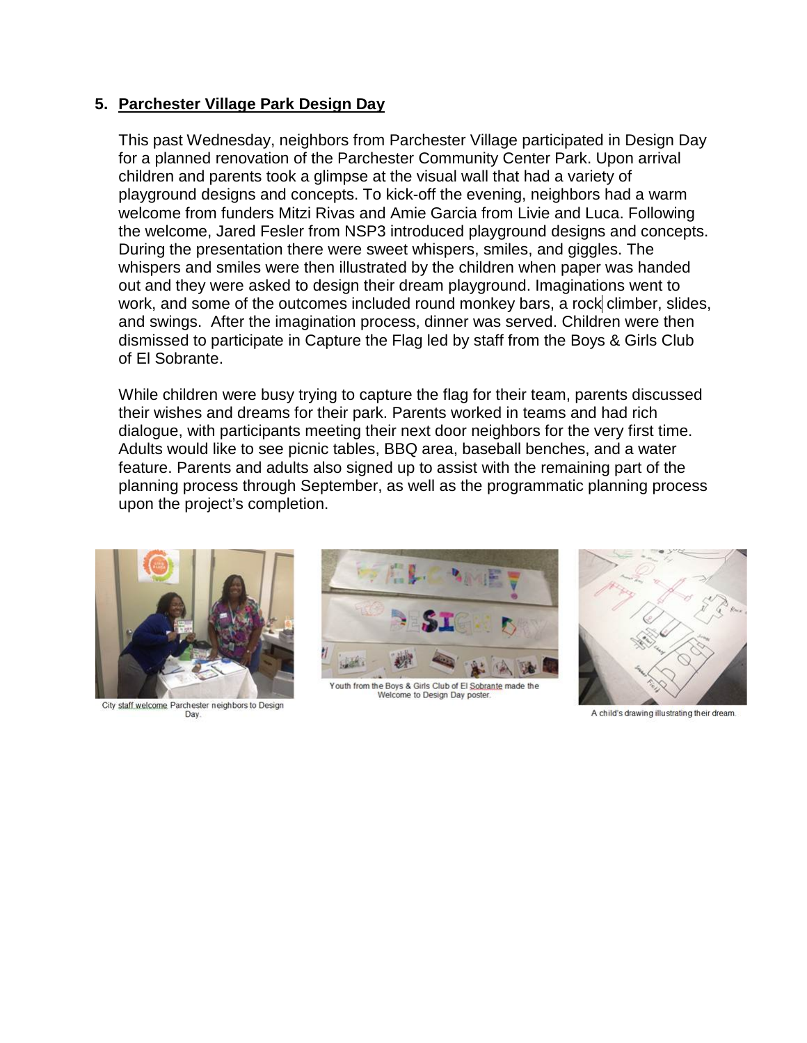## 5. Parchester Village Park Design Day

This past Wednesday, neighbors from Parchester Village participated in Design Day for a planned renovation of the Parchester Community Center Park. Upon arrival children and parents took a glimpse at the visual wall that had a variety of playground designs and concepts. To kick-off the evening, neighbors had a warm welcome from funders Mitzi Rivas and Amie Garcia from Livie and Luca. Following the welcome, Jared Fesler from NSP3 introduced playground designs and concepts. During the presentation there were sweet whispers, smiles, and giggles. The whispers and smiles were then illustrated by the children when paper was handed out and they were asked to design their dream playground. Imaginations went to work, and some of the outcomes included round monkey bars, a rock climber, slides, and swings. After the imagination process, dinner was served. Children were then dismissed to participate in Capture the Flag led by staff from the Boys & Girls Club of El Sobrante.

While children were busy trying to capture the flag for their team, parents discussed their wishes and dreams for their park. Parents worked in teams and had rich dialogue, with participants meeting their next door neighbors for the very first time. Adults would like to see picnic tables, BBQ area, baseball benches, and a water feature. Parents and adults also signed up to assist with the remaining part of the planning process through September, as well as the programmatic planning process upon the project's completion.

City staff welcome Parchester neighbors to Design Day.

Youth from the Boys & Girls Club of El Sobrante made the Welcome to Design Day poster.

A child's drawing illustrating their dream.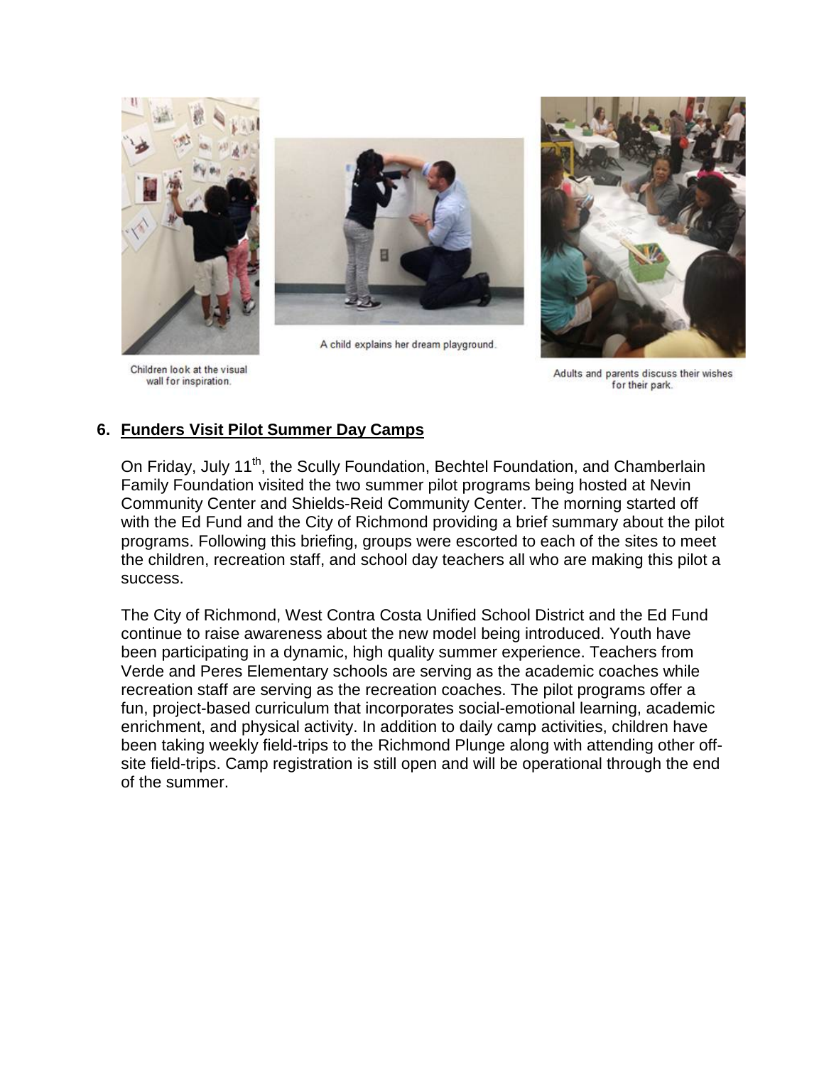Children look at the visual wall for inspiration.

A child explains her dream playground.

Adults and parents discuss their wishes for their park.

## 6. Funders Visit Pilot Summer Day Camps

On Friday, July 11th, the Scully Foundation, Bechtel Foundation, and Chamberlain Family Foundation visited the two summer pilot programs being hosted at Nevin Community Center and Shields-Reid Community Center. The morning started off with the Ed Fund and the City of Richmond providing a brief summary about the pilot programs. Following this briefing, groups were escorted to each of the sites to meet the children, recreation staff, and school day teachers all who are making this pilot a success.

The City of Richmond, West Contra Costa Unified School District and the Ed Fund continue to raise awareness about the new model being introduced. Youth have been participating in a dynamic, high quality summer experience. Teachers from Verde and Peres Elementary schools are serving as the academic coaches while recreation staff are serving as the recreation coaches. The pilot programs offer a fun, project-based curriculum that incorporates social-emotional learning, academic enrichment, and physical activity. In addition to daily camp activities, children have been taking weekly field-trips to the Richmond Plunge along with attending other off-site field-trips. Camp registration is still open and will be operational through the end of the summer.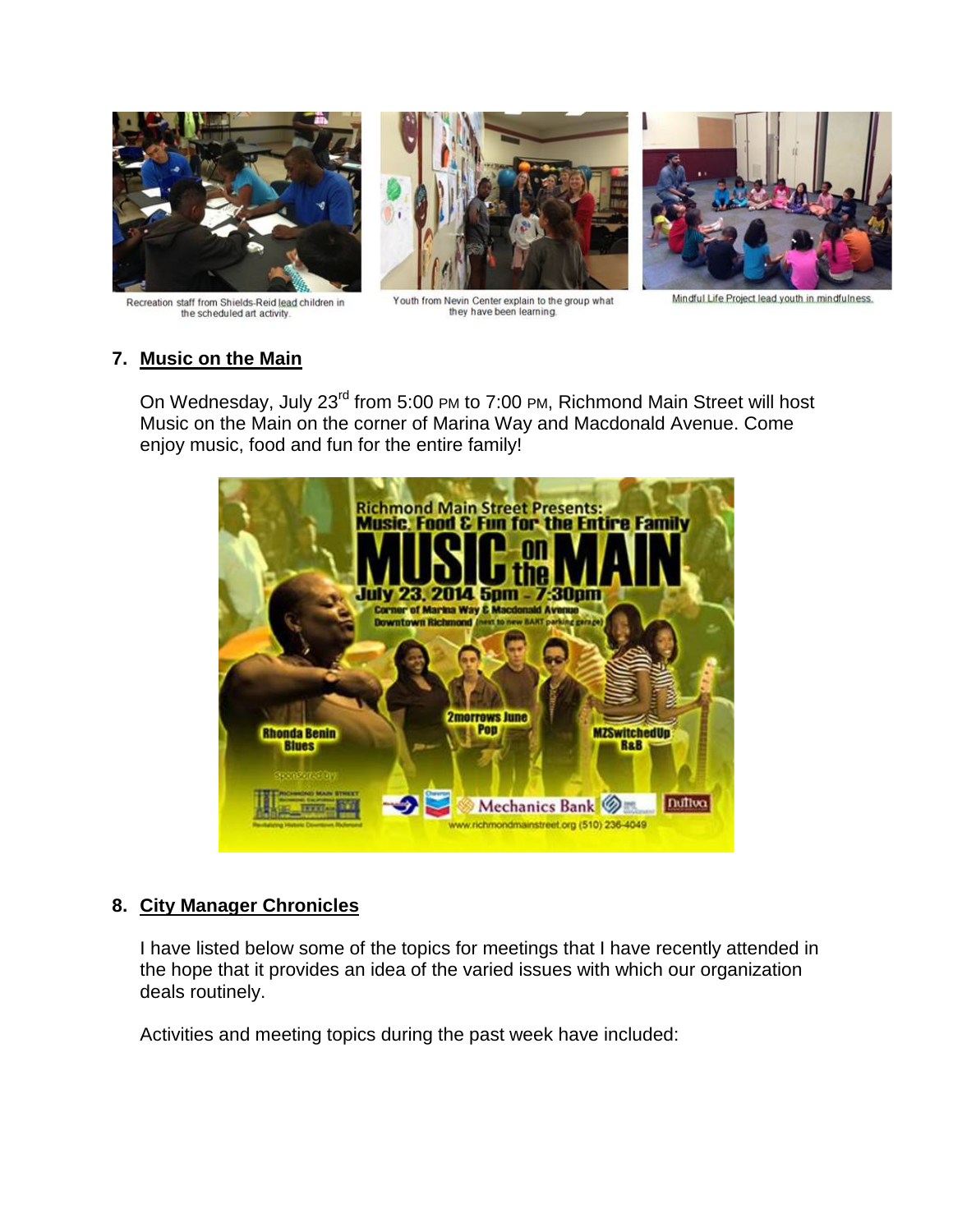Recreation staff from Shields-Reid lead children in the scheduled art activity.

Youth from Nevin Center explain to the group what they have been learning.

Mindful Life Project lead youth in mindfulness.

## 7. Music on the Main

On Wednesday, July 23rd from 5:00 PM to 7:00 PM, Richmond Main Street will host Music on the Main on the corner of Marina Way and Macdonald Avenue. Come enjoy music, food and fun for the entire family!

## 8. City Manager Chronicles

I have listed below some of the topics for meetings that I have recently attended in the hope that it provides an idea of the varied issues with which our organization deals routinely.

Activities and meeting topics during the past week have included: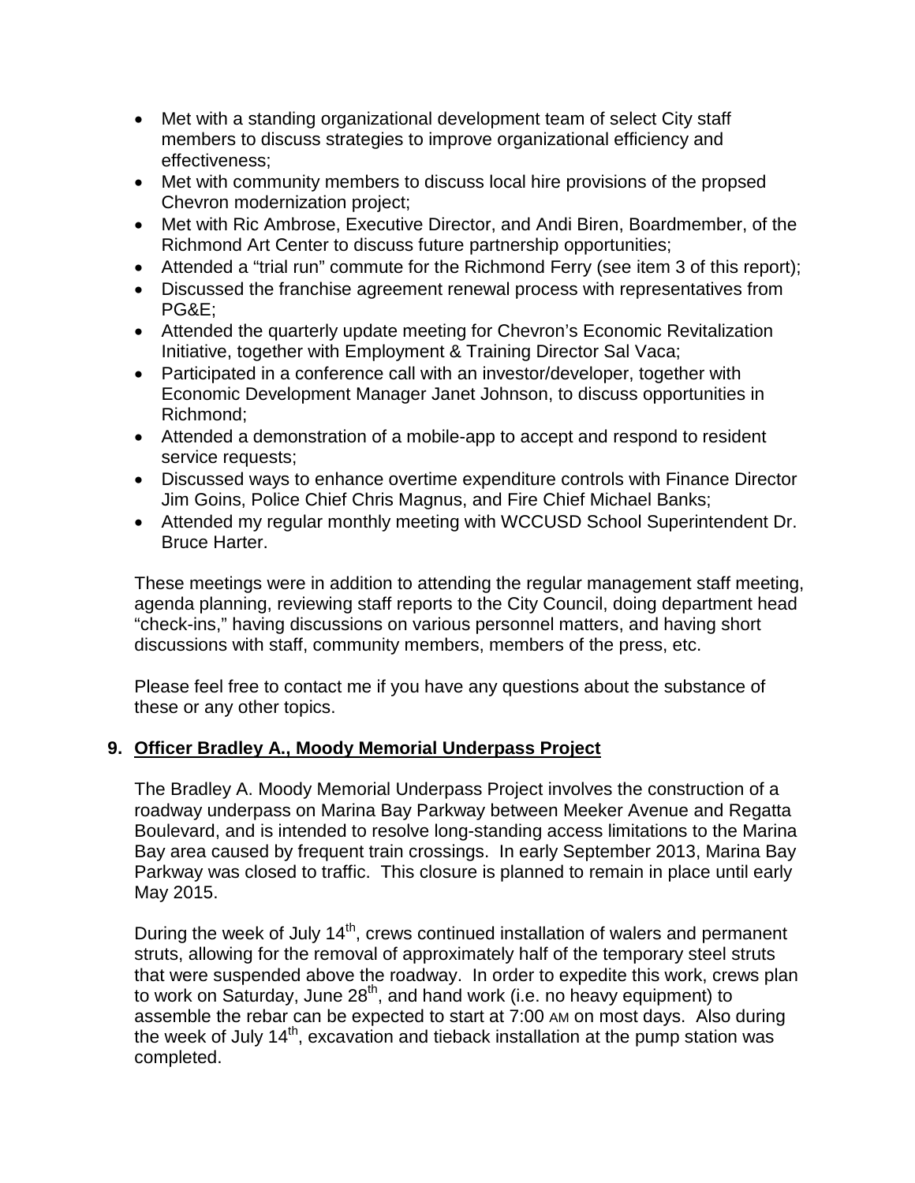- Met with a standing organizational development team of select City staff members to discuss strategies to improve organizational efficiency and effectiveness;
- Met with community members to discuss local hire provisions of the propsed Chevron modernization project;
- Met with Ric Ambrose, Executive Director, and Andi Biren, Boardmember, of the Richmond Art Center to discuss future partnership opportunities;
- Attended a "trial run" commute for the Richmond Ferry (see item 3 of this report);
- Discussed the franchise agreement renewal process with representatives from PG&E;
- Attended the quarterly update meeting for Chevron's Economic Revitalization Initiative, together with Employment & Training Director Sal Vaca;
- Participated in a conference call with an investor/developer, together with Economic Development Manager Janet Johnson, to discuss opportunities in Richmond;
- Attended a demonstration of a mobile-app to accept and respond to resident service requests;
- Discussed ways to enhance overtime expenditure controls with Finance Director Jim Goins, Police Chief Chris Magnus, and Fire Chief Michael Banks;
- Attended my regular monthly meeting with WCCUSD School Superintendent Dr. Bruce Harter.

These meetings were in addition to attending the regular management staff meeting, agenda planning, reviewing staff reports to the City Council, doing department head "check-ins," having discussions on various personnel matters, and having short discussions with staff, community members, members of the press, etc.

Please feel free to contact me if you have any questions about the substance of these or any other topics.

## 9. Officer Bradley A., Moody Memorial Underpass Project

The Bradley A. Moody Memorial Underpass Project involves the construction of a roadway underpass on Marina Bay Parkway between Meeker Avenue and Regatta Boulevard, and is intended to resolve long-standing access limitations to the Marina Bay area caused by frequent train crossings. In early September 2013, Marina Bay Parkway was closed to traffic. This closure is planned to remain in place until early May 2015.

During the week of July 14th, crews continued installation of walers and permanent struts, allowing for the removal of approximately half of the temporary steel struts that were suspended above the roadway. In order to expedite this work, crews plan to work on Saturday, June 28th, and hand work (i.e. no heavy equipment) to assemble the rebar can be expected to start at 7:00 AM on most days. Also during the week of July 14th, excavation and tieback installation at the pump station was completed.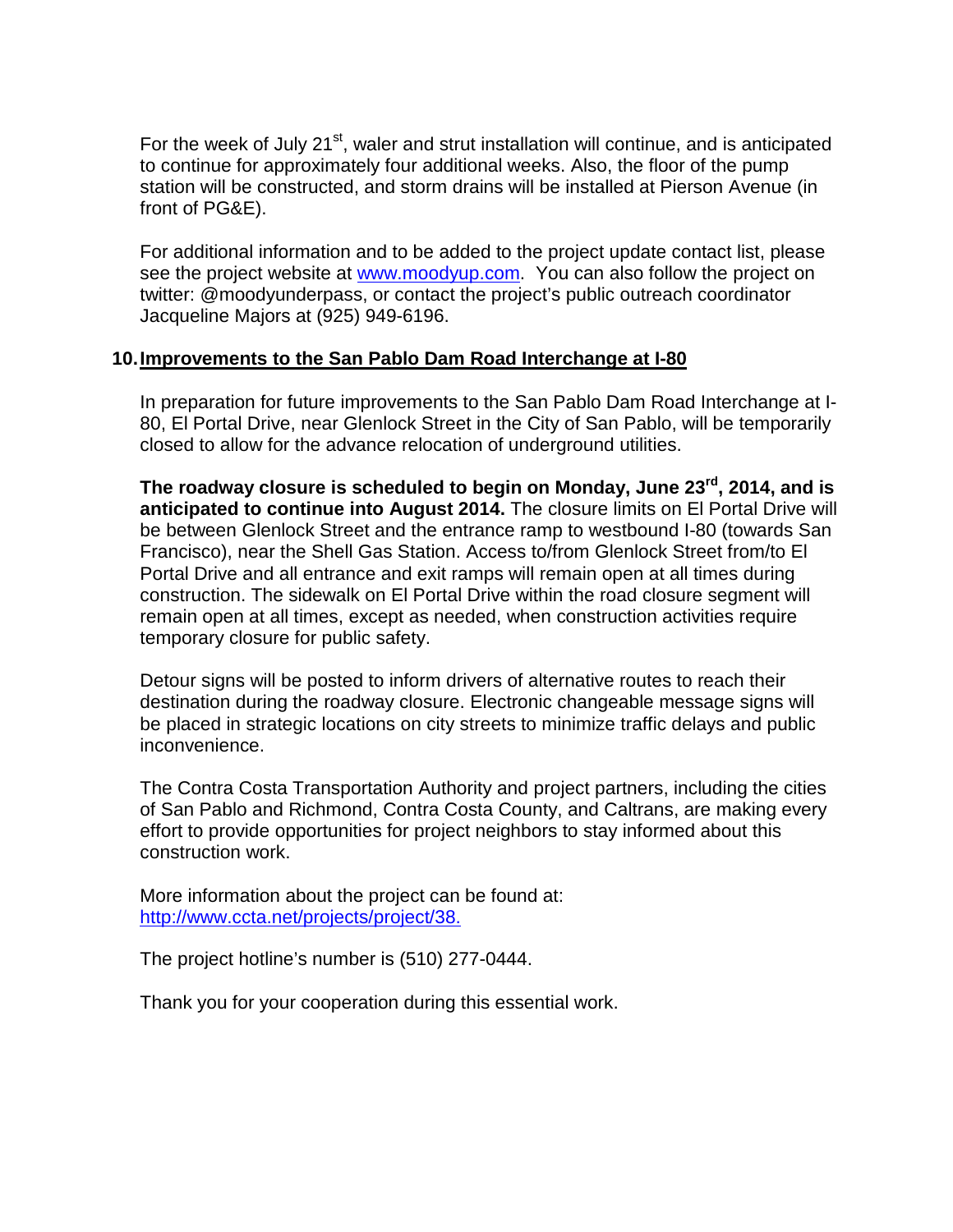For the week of July 21st, waler and strut installation will continue, and is anticipated to continue for approximately four additional weeks. Also, the floor of the pump station will be constructed, and storm drains will be installed at Pierson Avenue (in front of PG&E).

For additional information and to be added to the project update contact list, please see the project website at www.moodyup.com. You can also follow the project on twitter: @moodyunderpass, or contact the project's public outreach coordinator Jacqueline Majors at (925) 949-6196.

## 10. Improvements to the San Pablo Dam Road Interchange at I-80

In preparation for future improvements to the San Pablo Dam Road Interchange at I-80, El Portal Drive, near Glenlock Street in the City of San Pablo, will be temporarily closed to allow for the advance relocation of underground utilities.

**The roadway closure is scheduled to begin on Monday, June 23rd, 2014, and is anticipated to continue into August 2014.** The closure limits on El Portal Drive will be between Glenlock Street and the entrance ramp to westbound I-80 (towards San Francisco), near the Shell Gas Station. Access to/from Glenlock Street from/to El Portal Drive and all entrance and exit ramps will remain open at all times during construction. The sidewalk on El Portal Drive within the road closure segment will remain open at all times, except as needed, when construction activities require temporary closure for public safety.

Detour signs will be posted to inform drivers of alternative routes to reach their destination during the roadway closure. Electronic changeable message signs will be placed in strategic locations on city streets to minimize traffic delays and public inconvenience.

The Contra Costa Transportation Authority and project partners, including the cities of San Pablo and Richmond, Contra Costa County, and Caltrans, are making every effort to provide opportunities for project neighbors to stay informed about this construction work.

More information about the project can be found at: http://www.ccta.net/projects/project/38.

The project hotline's number is (510) 277-0444.

Thank you for your cooperation during this essential work.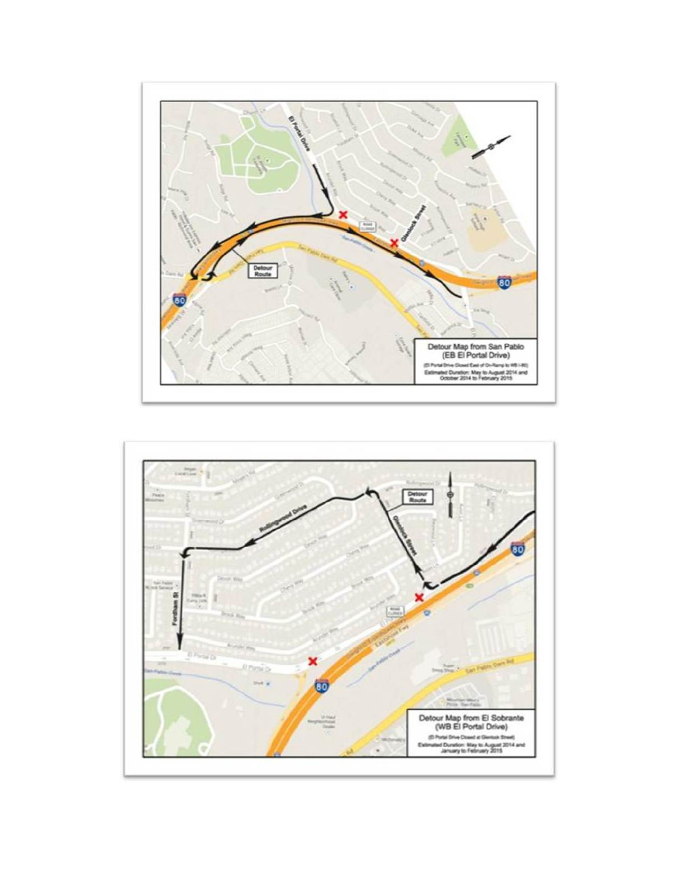Detour Map from San Pablo
(EB El Portal Drive)

(El Portal Drive Closed East of On-Ramp to WB I-80)

Estimated Duration: May to August 2014 and October 2014 to February 2015

Detour Map from El Sobrante
(WB El Portal Drive)

(El Portal Drive Closed at Glenlock Street)

Estimated Duration: May to August 2014 and January to February 2015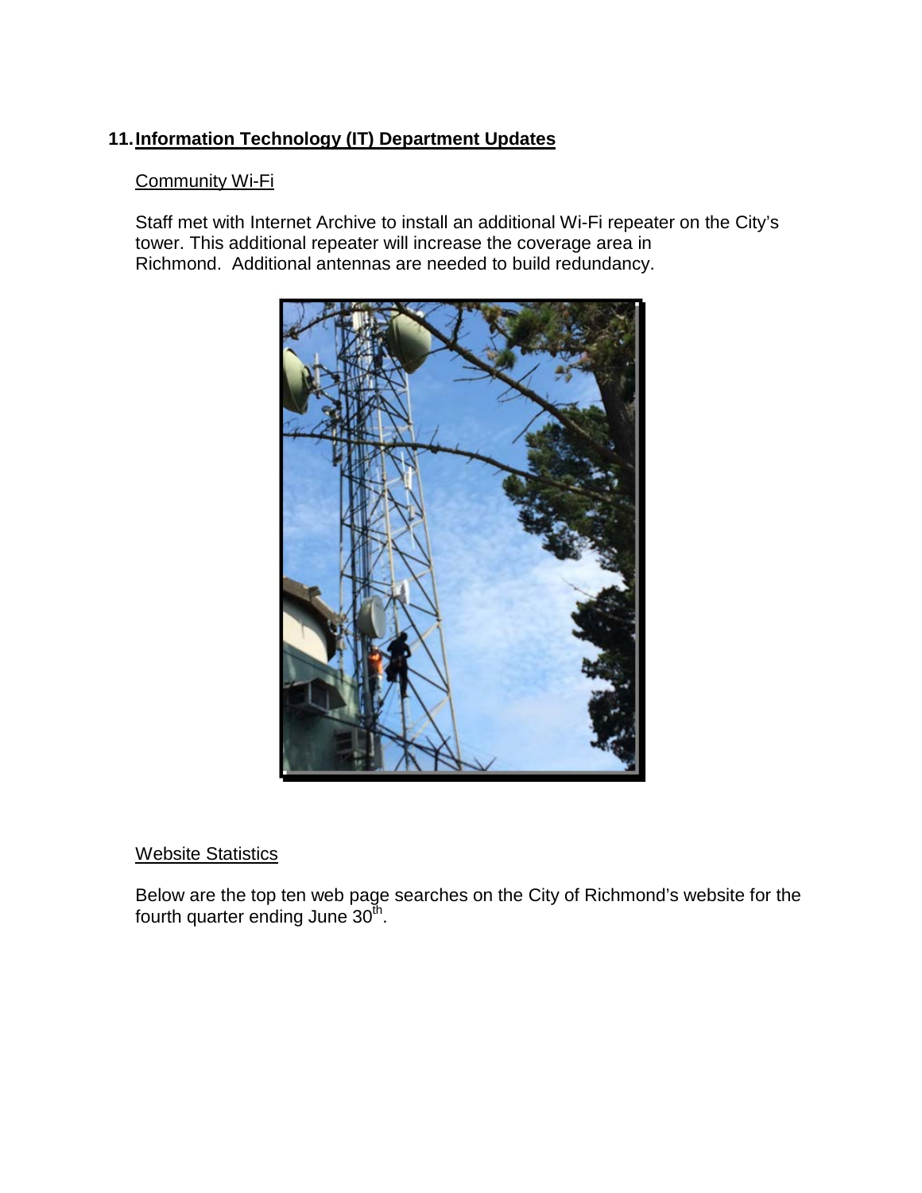## 11. Information Technology (IT) Department Updates

Community Wi-Fi

Staff met with Internet Archive to install an additional Wi-Fi repeater on the City's tower. This additional repeater will increase the coverage area in Richmond. Additional antennas are needed to build redundancy.

Website Statistics

Below are the top ten web page searches on the City of Richmond's website for the fourth quarter ending June 30th.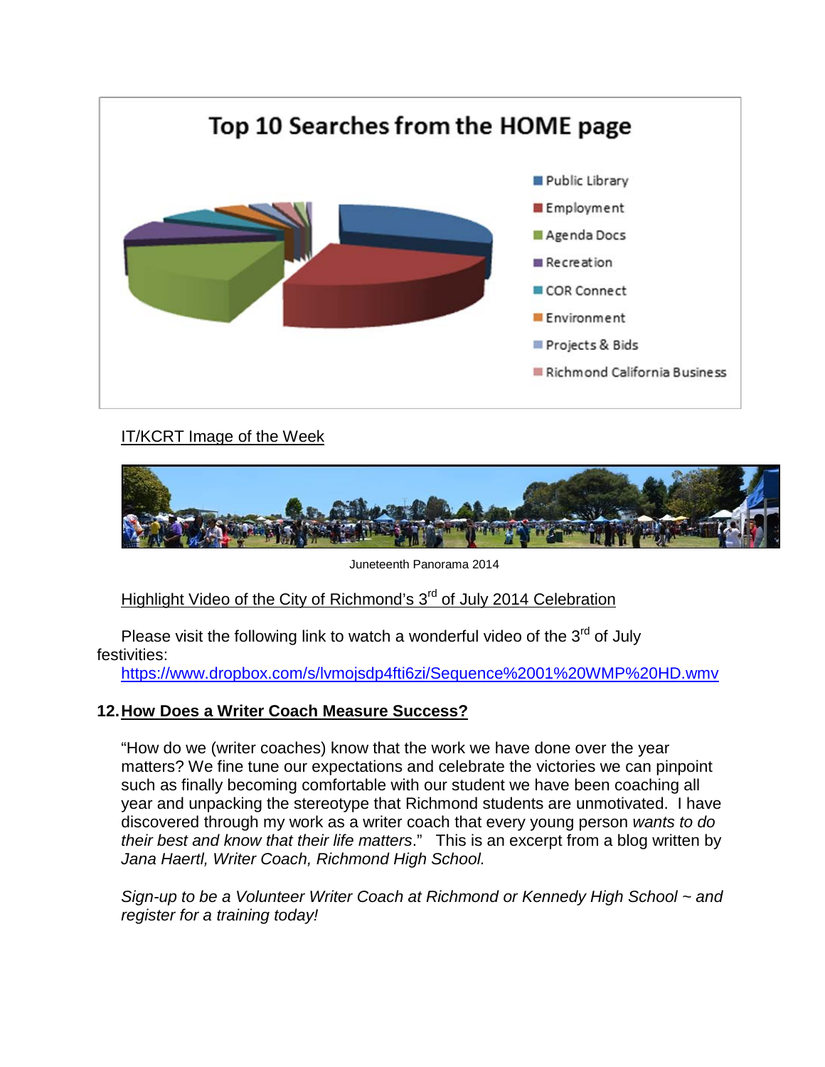Top 10 Searches from the HOME page

- Public Library
- Employment
- Agenda Docs
- Recreation
- COR Connect
- Environment
- Projects & Bids
- Richmond California Business

IT/KCRT Image of the Week

Juneteenth Panorama 2014

Highlight Video of the City of Richmond's 3rd of July 2014 Celebration

Please visit the following link to watch a wonderful video of the 3rd of July festivities:
https://www.dropbox.com/s/lvmojsdp4fti6zi/Sequence%2001%20WMP%20HD.wmv

## 12. How Does a Writer Coach Measure Success?

"How do we (writer coaches) know that the work we have done over the year matters? We fine tune our expectations and celebrate the victories we can pinpoint such as finally becoming comfortable with our student we have been coaching all year and unpacking the stereotype that Richmond students are unmotivated. I have discovered through my work as a writer coach that every young person *wants to do their best and know that their life matters*." This is an excerpt from a blog written by *Jana Haertl, Writer Coach, Richmond High School.*

*Sign-up to be a Volunteer Writer Coach at Richmond or Kennedy High School ~ and register for a training today!*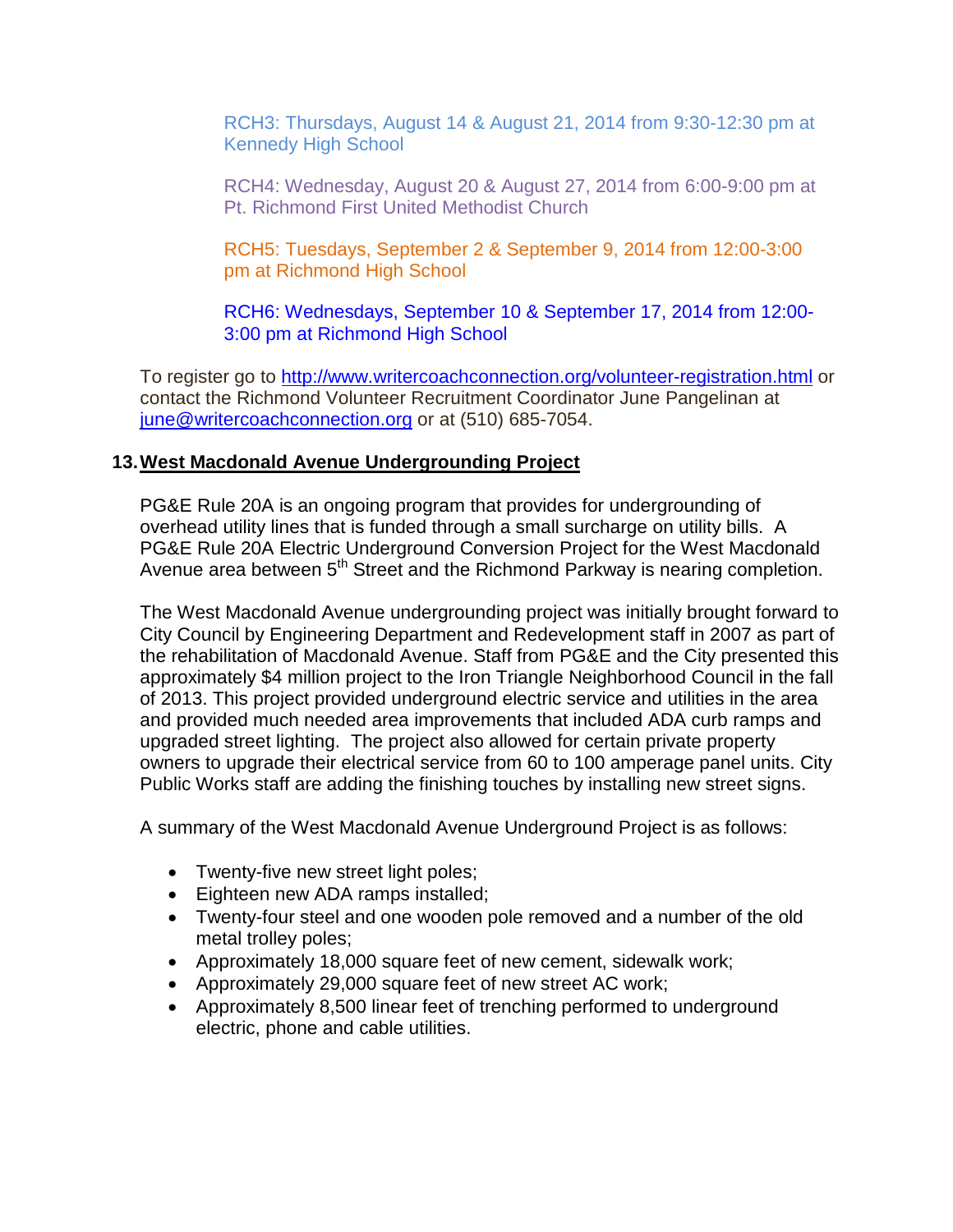RCH3: Thursdays, August 14 & August 21, 2014 from 9:30-12:30 pm at Kennedy High School

RCH4: Wednesday, August 20 & August 27, 2014 from 6:00-9:00 pm at Pt. Richmond First United Methodist Church

RCH5: Tuesdays, September 2 & September 9, 2014 from 12:00-3:00 pm at Richmond High School

RCH6: Wednesdays, September 10 & September 17, 2014 from 12:00-3:00 pm at Richmond High School

To register go to http://www.writercoachconnection.org/volunteer-registration.html or contact the Richmond Volunteer Recruitment Coordinator June Pangelinan at june@writercoachconnection.org or at (510) 685-7054.

## 13. West Macdonald Avenue Undergrounding Project

PG&E Rule 20A is an ongoing program that provides for undergrounding of overhead utility lines that is funded through a small surcharge on utility bills. A PG&E Rule 20A Electric Underground Conversion Project for the West Macdonald Avenue area between 5th Street and the Richmond Parkway is nearing completion.

The West Macdonald Avenue undergrounding project was initially brought forward to City Council by Engineering Department and Redevelopment staff in 2007 as part of the rehabilitation of Macdonald Avenue. Staff from PG&E and the City presented this approximately $4 million project to the Iron Triangle Neighborhood Council in the fall of 2013. This project provided underground electric service and utilities in the area and provided much needed area improvements that included ADA curb ramps and upgraded street lighting. The project also allowed for certain private property owners to upgrade their electrical service from 60 to 100 amperage panel units. City Public Works staff are adding the finishing touches by installing new street signs.

A summary of the West Macdonald Avenue Underground Project is as follows:

- Twenty-five new street light poles;
- Eighteen new ADA ramps installed;
- Twenty-four steel and one wooden pole removed and a number of the old metal trolley poles;
- Approximately 18,000 square feet of new cement, sidewalk work;
- Approximately 29,000 square feet of new street AC work;
- Approximately 8,500 linear feet of trenching performed to underground electric, phone and cable utilities.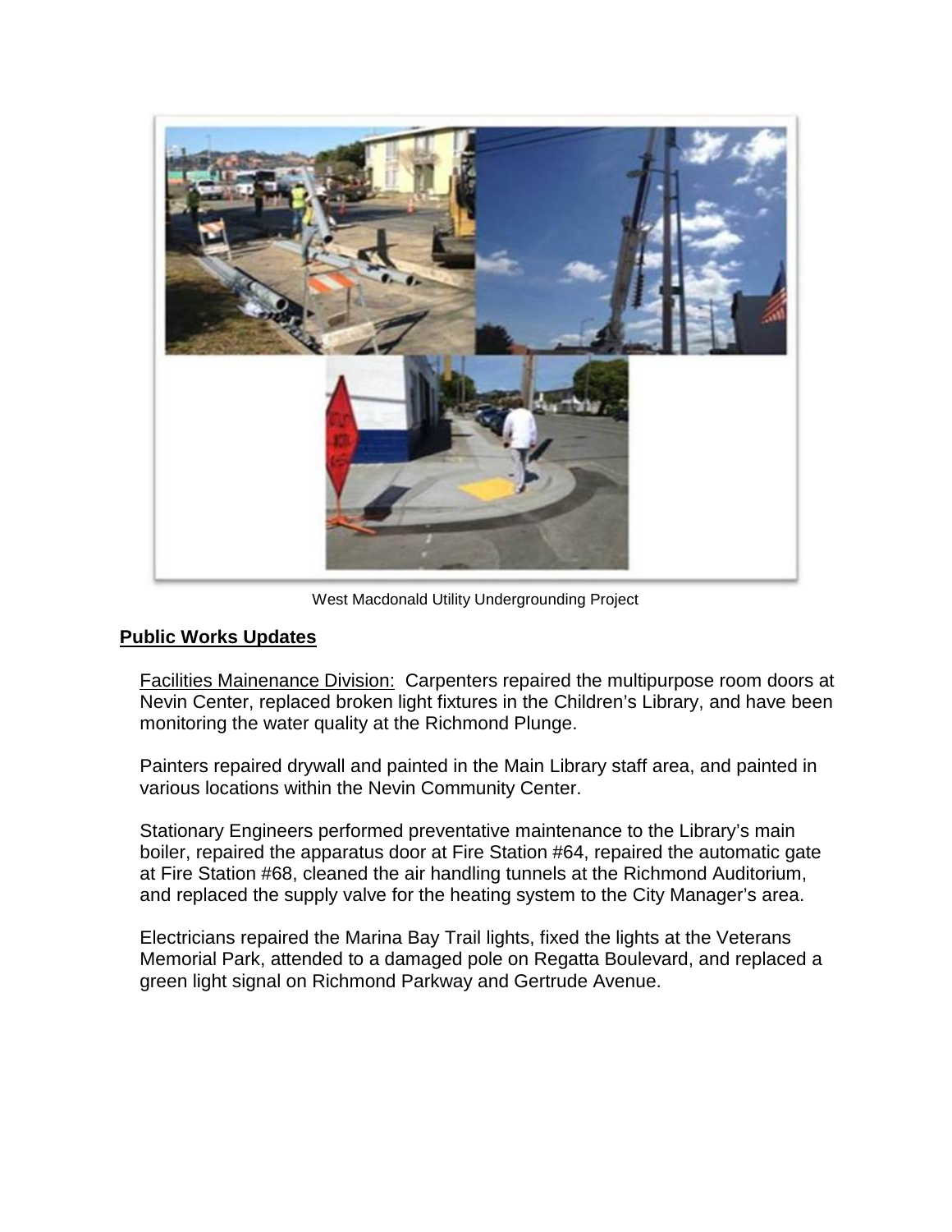West Macdonald Utility Undergrounding Project

**Public Works Updates**

Facilities Mainenance Division: Carpenters repaired the multipurpose room doors at Nevin Center, replaced broken light fixtures in the Children's Library, and have been monitoring the water quality at the Richmond Plunge.

Painters repaired drywall and painted in the Main Library staff area, and painted in various locations within the Nevin Community Center.

Stationary Engineers performed preventative maintenance to the Library's main boiler, repaired the apparatus door at Fire Station #64, repaired the automatic gate at Fire Station #68, cleaned the air handling tunnels at the Richmond Auditorium, and replaced the supply valve for the heating system to the City Manager's area.

Electricians repaired the Marina Bay Trail lights, fixed the lights at the Veterans Memorial Park, attended to a damaged pole on Regatta Boulevard, and replaced a green light signal on Richmond Parkway and Gertrude Avenue.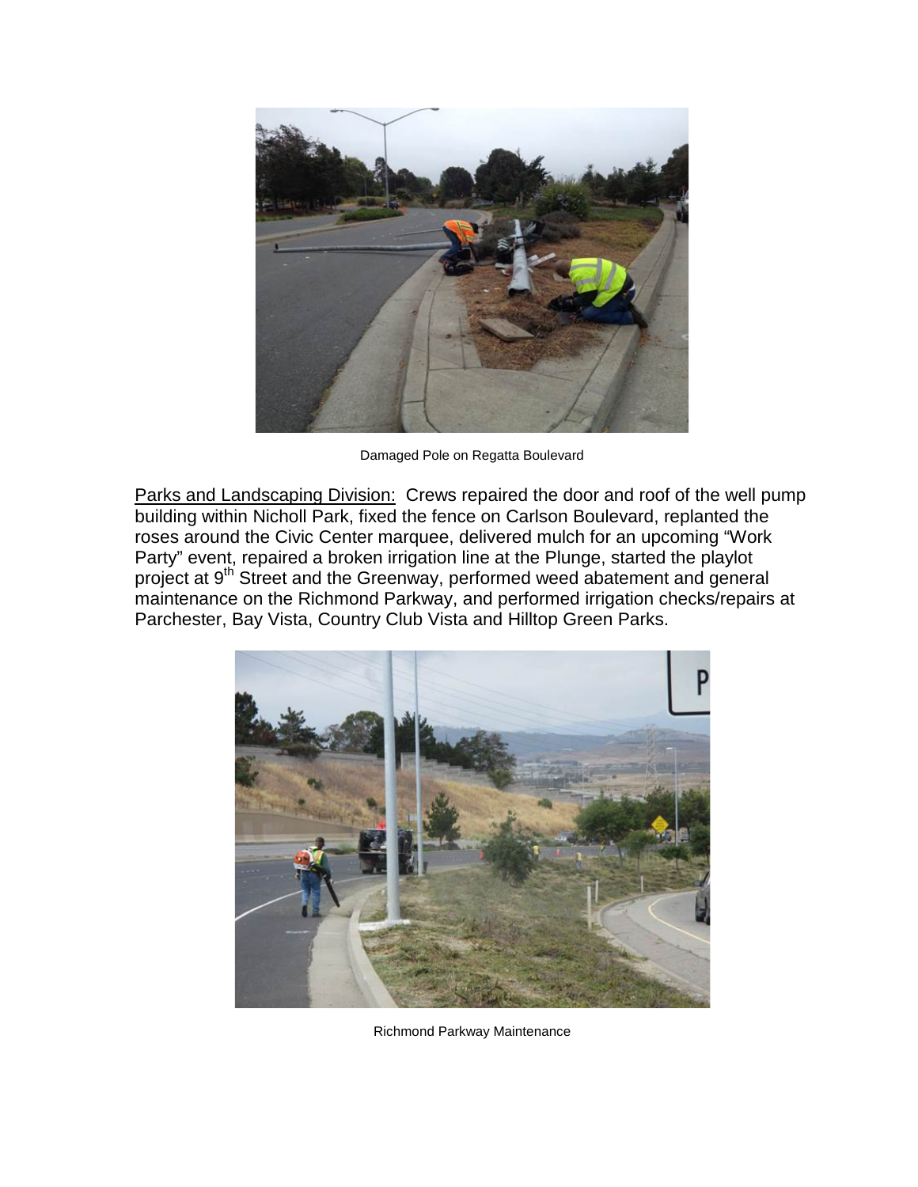Damaged Pole on Regatta Boulevard

Parks and Landscaping Division: Crews repaired the door and roof of the well pump building within Nicholl Park, fixed the fence on Carlson Boulevard, replanted the roses around the Civic Center marquee, delivered mulch for an upcoming "Work Party" event, repaired a broken irrigation line at the Plunge, started the playlot project at 9th Street and the Greenway, performed weed abatement and general maintenance on the Richmond Parkway, and performed irrigation checks/repairs at Parchester, Bay Vista, Country Club Vista and Hilltop Green Parks.

Richmond Parkway Maintenance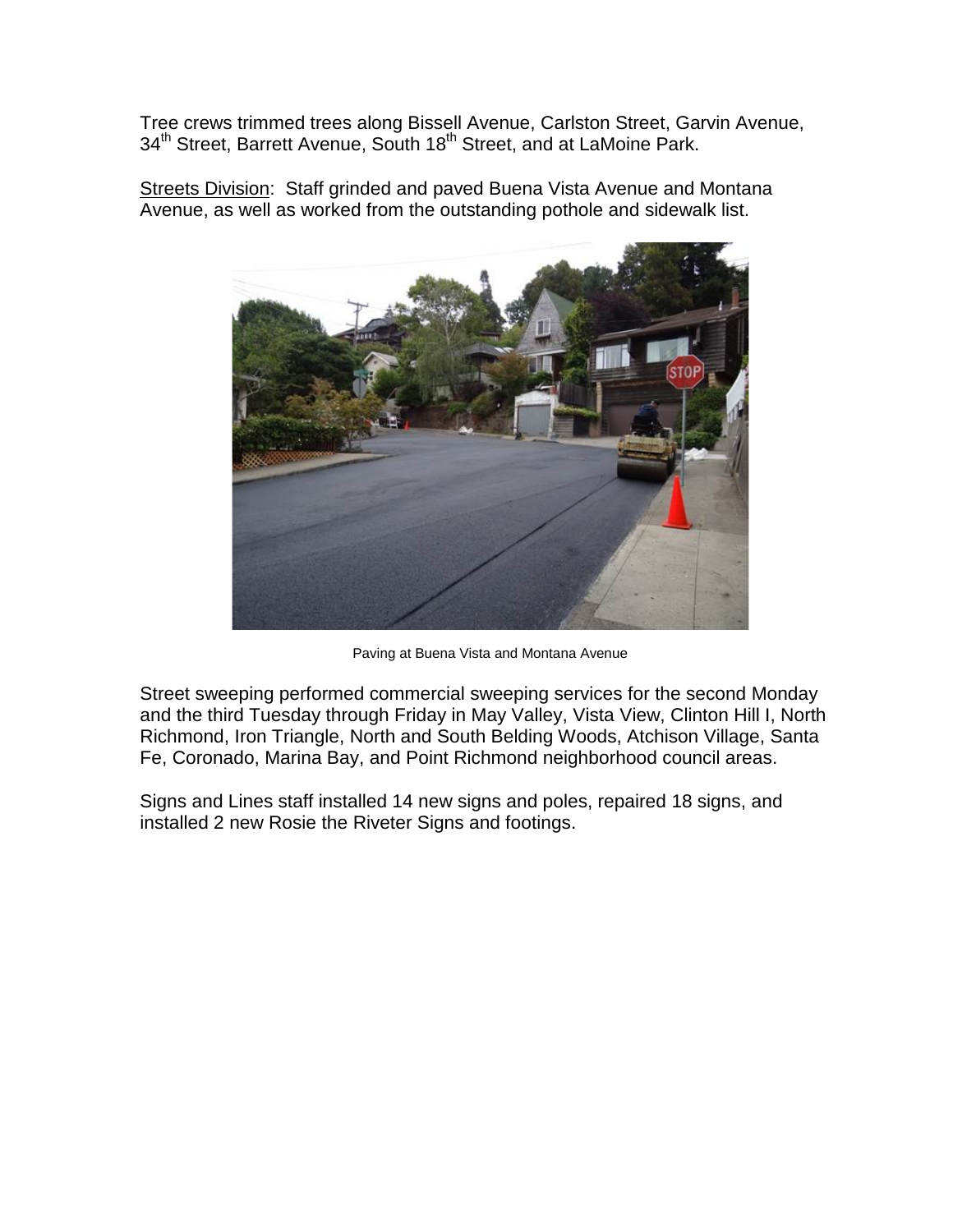Tree crews trimmed trees along Bissell Avenue, Carlston Street, Garvin Avenue, 34th Street, Barrett Avenue, South 18th Street, and at LaMoine Park.

Streets Division: Staff grinded and paved Buena Vista Avenue and Montana Avenue, as well as worked from the outstanding pothole and sidewalk list.

Paving at Buena Vista and Montana Avenue

Street sweeping performed commercial sweeping services for the second Monday and the third Tuesday through Friday in May Valley, Vista View, Clinton Hill I, North Richmond, Iron Triangle, North and South Belding Woods, Atchison Village, Santa Fe, Coronado, Marina Bay, and Point Richmond neighborhood council areas.

Signs and Lines staff installed 14 new signs and poles, repaired 18 signs, and installed 2 new Rosie the Riveter Signs and footings.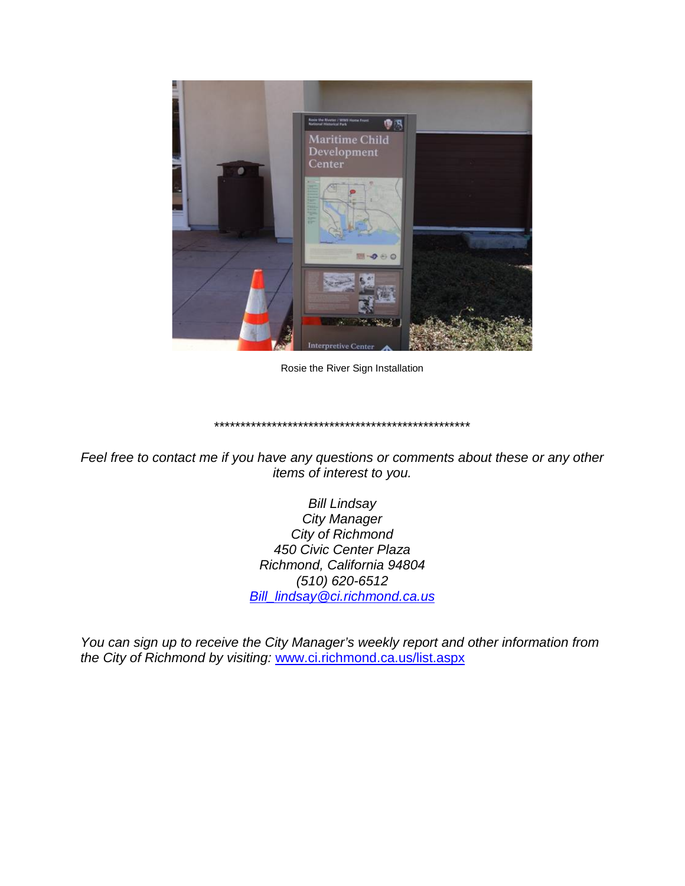Rosie the River Sign Installation

***************************************************

*Feel free to contact me if you have any questions or comments about these or any other items of interest to you.*

*Bill Lindsay*
*City Manager*
*City of Richmond*
*450 Civic Center Plaza*
*Richmond, California 94804*
*(510) 620-6512*
*[Bill_lindsay@ci.richmond.ca.us](mailto:Bill_lindsay@ci.richmond.ca.us)*

*You can sign up to receive the City Manager's weekly report and other information from the City of Richmond by visiting:* [www.ci.richmond.ca.us/list.aspx](http://www.ci.richmond.ca.us/list.aspx)